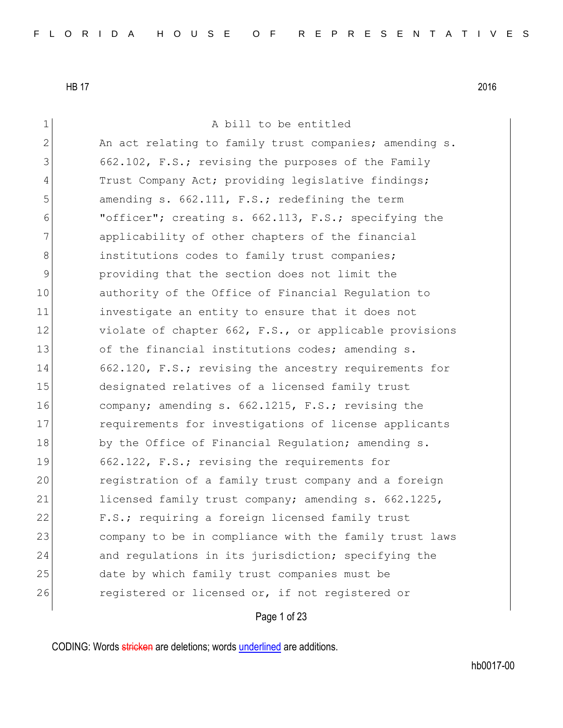HB 17 2016

A bill to be entitled

An act relating to family trust companies; amending s. 662.102, F.S.; revising the purposes of the Family Trust Company Act; providing legislative findings; amending s. 662.111, F.S.; redefining the term "officer"; creating s. 662.113, F.S.; specifying the applicability of other chapters of the financial institutions codes to family trust companies; providing that the section does not limit the authority of the Office of Financial Regulation to investigate an entity to ensure that it does not violate of chapter 662, F.S., or applicable provisions of the financial institutions codes; amending s. 662.120, F.S.; revising the ancestry requirements for designated relatives of a licensed family trust company; amending s. 662.1215, F.S.; revising the requirements for investigations of license applicants by the Office of Financial Regulation; amending s. 662.122, F.S.; revising the requirements for registration of a family trust company and a foreign licensed family trust company; amending s. 662.1225, F.S.; requiring a foreign licensed family trust company to be in compliance with the family trust laws and regulations in its jurisdiction; specifying the date by which family trust companies must be registered or licensed or, if not registered or

CODING: Words ~~stricken~~ are deletions; words <u>underlined</u> are additions.

hb0017-00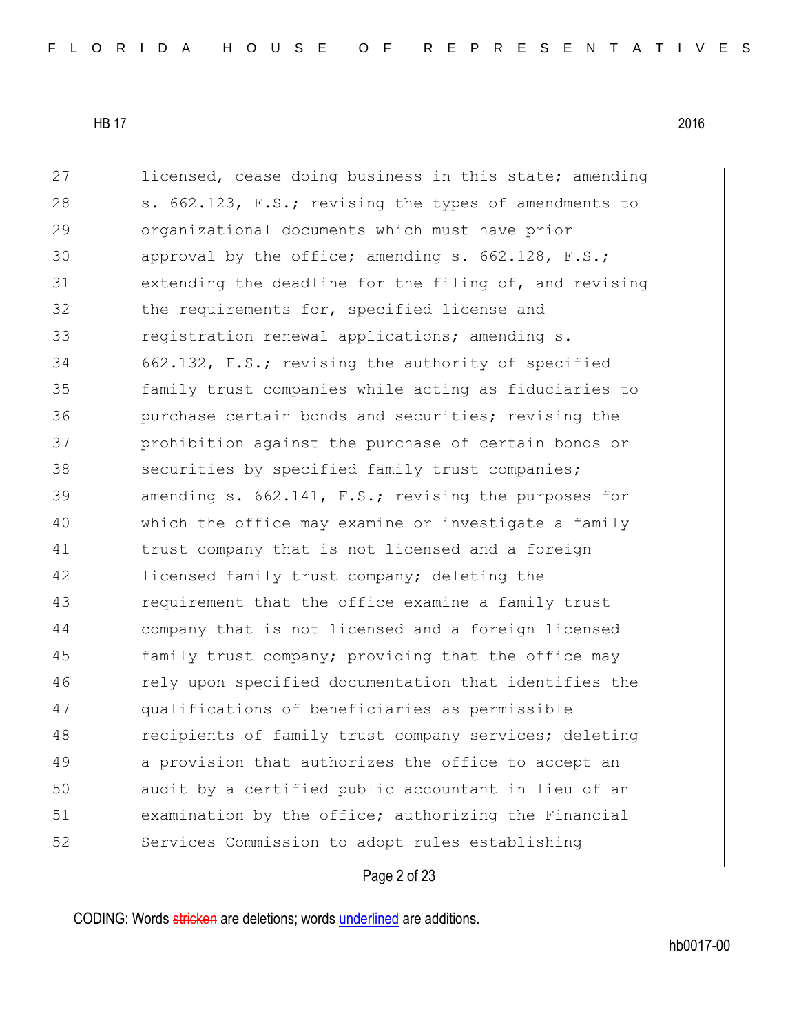licensed, cease doing business in this state; amending s. 662.123, F.S.; revising the types of amendments to organizational documents which must have prior approval by the office; amending s. 662.128, F.S.; extending the deadline for the filing of, and revising the requirements for, specified license and registration renewal applications; amending s. 662.132, F.S.; revising the authority of specified family trust companies while acting as fiduciaries to purchase certain bonds and securities; revising the prohibition against the purchase of certain bonds or securities by specified family trust companies; amending s. 662.141, F.S.; revising the purposes for which the office may examine or investigate a family trust company that is not licensed and a foreign licensed family trust company; deleting the requirement that the office examine a family trust company that is not licensed and a foreign licensed family trust company; providing that the office may rely upon specified documentation that identifies the qualifications of beneficiaries as permissible recipients of family trust company services; deleting a provision that authorizes the office to accept an audit by a certified public accountant in lieu of an examination by the office; authorizing the Financial Services Commission to adopt rules establishing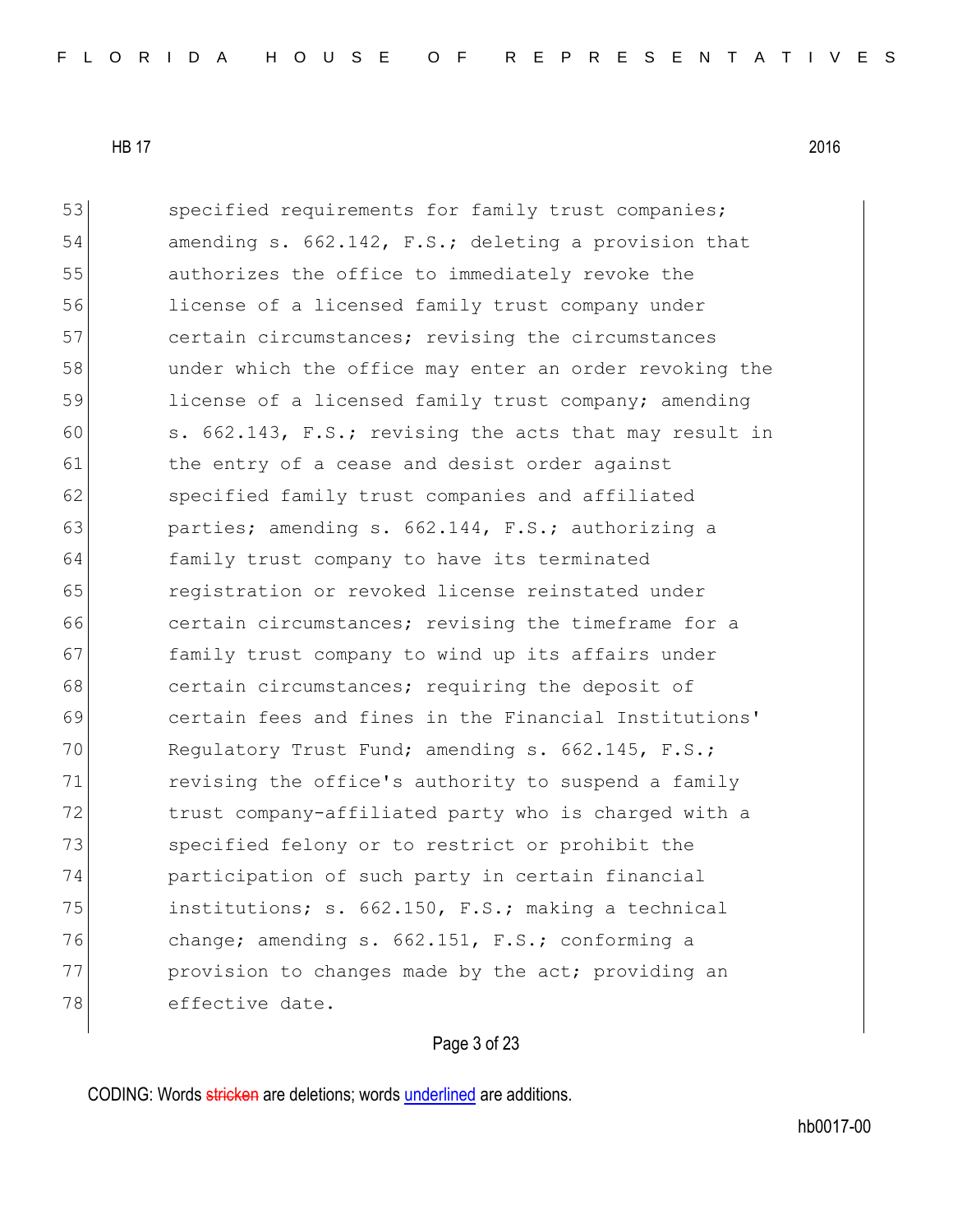53 specified requirements for family trust companies;
54 amending s. 662.142, F.S.; deleting a provision that
55 authorizes the office to immediately revoke the
56 license of a licensed family trust company under
57 certain circumstances; revising the circumstances
58 under which the office may enter an order revoking the
59 license of a licensed family trust company; amending
60 s. 662.143, F.S.; revising the acts that may result in
61 the entry of a cease and desist order against
62 specified family trust companies and affiliated
63 parties; amending s. 662.144, F.S.; authorizing a
64 family trust company to have its terminated
65 registration or revoked license reinstated under
66 certain circumstances; revising the timeframe for a
67 family trust company to wind up its affairs under
68 certain circumstances; requiring the deposit of
69 certain fees and fines in the Financial Institutions'
70 Regulatory Trust Fund; amending s. 662.145, F.S.;
71 revising the office's authority to suspend a family
72 trust company-affiliated party who is charged with a
73 specified felony or to restrict or prohibit the
74 participation of such party in certain financial
75 institutions; s. 662.150, F.S.; making a technical
76 change; amending s. 662.151, F.S.; conforming a
77 provision to changes made by the act; providing an
78 effective date.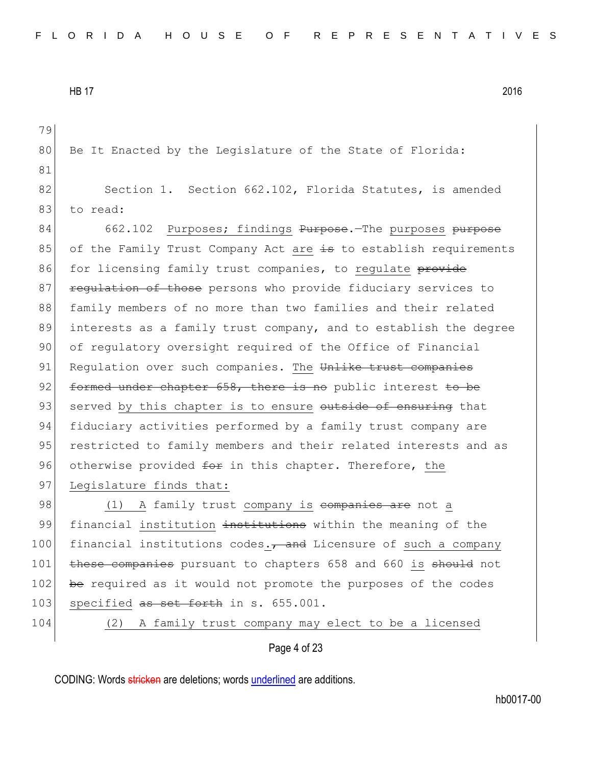Be It Enacted by the Legislature of the State of Florida:

Section 1. Section 662.102, Florida Statutes, is amended to read:

662.102 <u>Purposes; findings</u> ~~Purpose~~.—The <u>purposes</u> ~~purpose~~ of the Family Trust Company Act <u>are</u> ~~is~~ to establish requirements for licensing family trust companies, to <u>regulate</u> ~~provide regulation of those~~ persons who provide fiduciary services to family members of no more than two families and their related interests as a family trust company, and to establish the degree of regulatory oversight required of the Office of Financial Regulation over such companies. <u>The</u> ~~Unlike trust companies formed under chapter 658, there is no~~ public interest ~~to be~~ served <u>by this chapter is to ensure</u> ~~outside of ensuring~~ that fiduciary activities performed by a family trust company are restricted to family members and their related interests and as otherwise provided ~~for~~ in this chapter. Therefore, <u>the Legislature finds that:</u>

<u>(1)</u> <u>A</u> family trust <u>company is</u> ~~companies are~~ not <u>a</u> financial <u>institution</u> ~~institutions~~ within the meaning of the financial institutions codes<u>.</u> ~~, and~~ Licensure of <u>such a company</u> ~~these companies~~ pursuant to chapters 658 and 660 <u>is</u> ~~should~~ not ~~be~~ required as it would not promote the purposes of the codes <u>specified</u> ~~as set forth~~ in s. 655.001.

<u>(2) A family trust company may elect to be a licensed</u>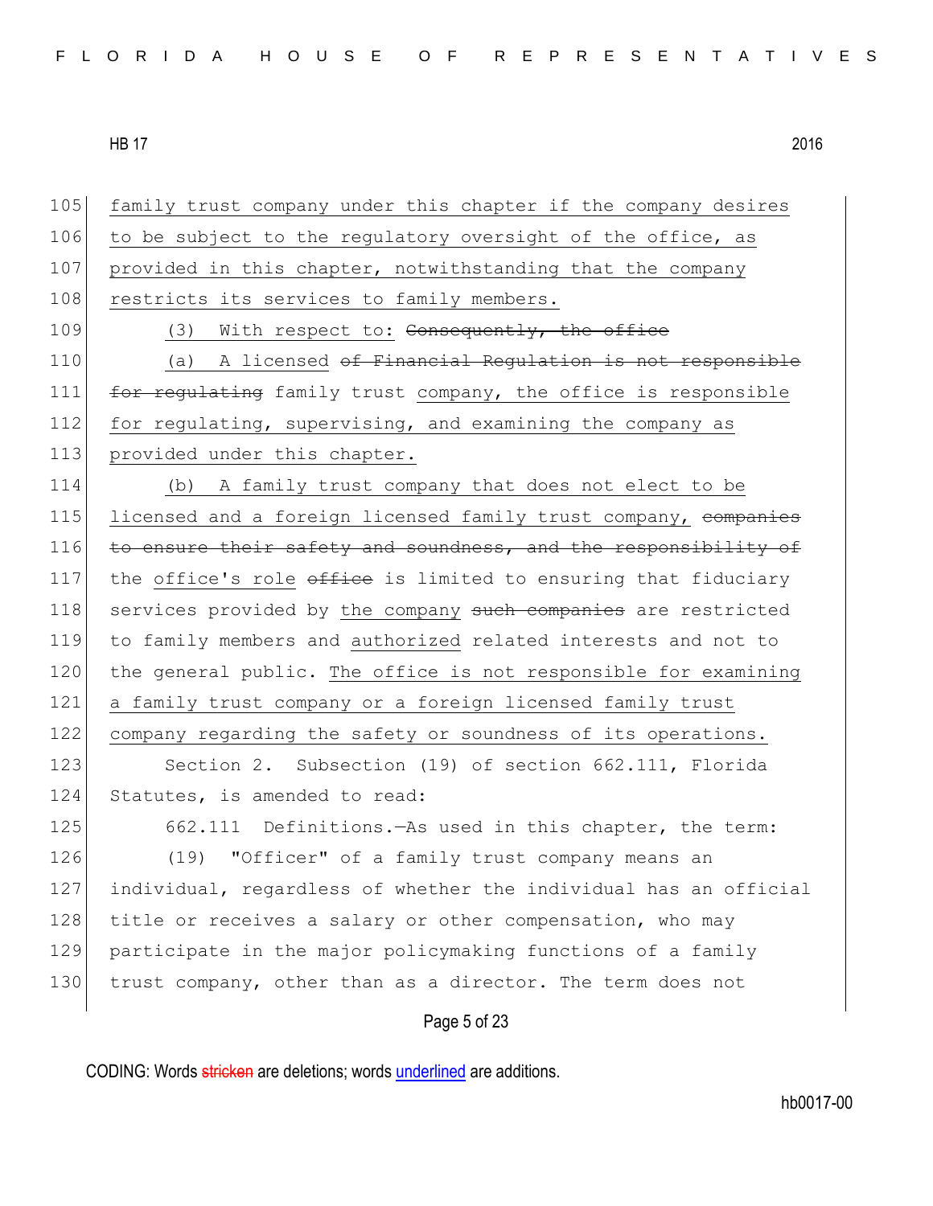family trust company under this chapter if the company desires to be subject to the regulatory oversight of the office, as provided in this chapter, notwithstanding that the company restricts its services to family members.

(3) With respect to: ~~Consequently, the office~~

(a) A licensed ~~of Financial Regulation is not responsible for regulating~~ family trust company, the office is responsible for regulating, supervising, and examining the company as provided under this chapter.

(b) A family trust company that does not elect to be licensed and a foreign licensed family trust company, ~~companies to ensure their safety and soundness, and the responsibility of~~ the office's role ~~office~~ is limited to ensuring that fiduciary services provided by the company ~~such companies~~ are restricted to family members and authorized related interests and not to the general public. The office is not responsible for examining a family trust company or a foreign licensed family trust company regarding the safety or soundness of its operations.

Section 2. Subsection (19) of section 662.111, Florida Statutes, is amended to read:

662.111 Definitions.—As used in this chapter, the term:

(19) "Officer" of a family trust company means an individual, regardless of whether the individual has an official title or receives a salary or other compensation, who may participate in the major policymaking functions of a family trust company, other than as a director. The term does not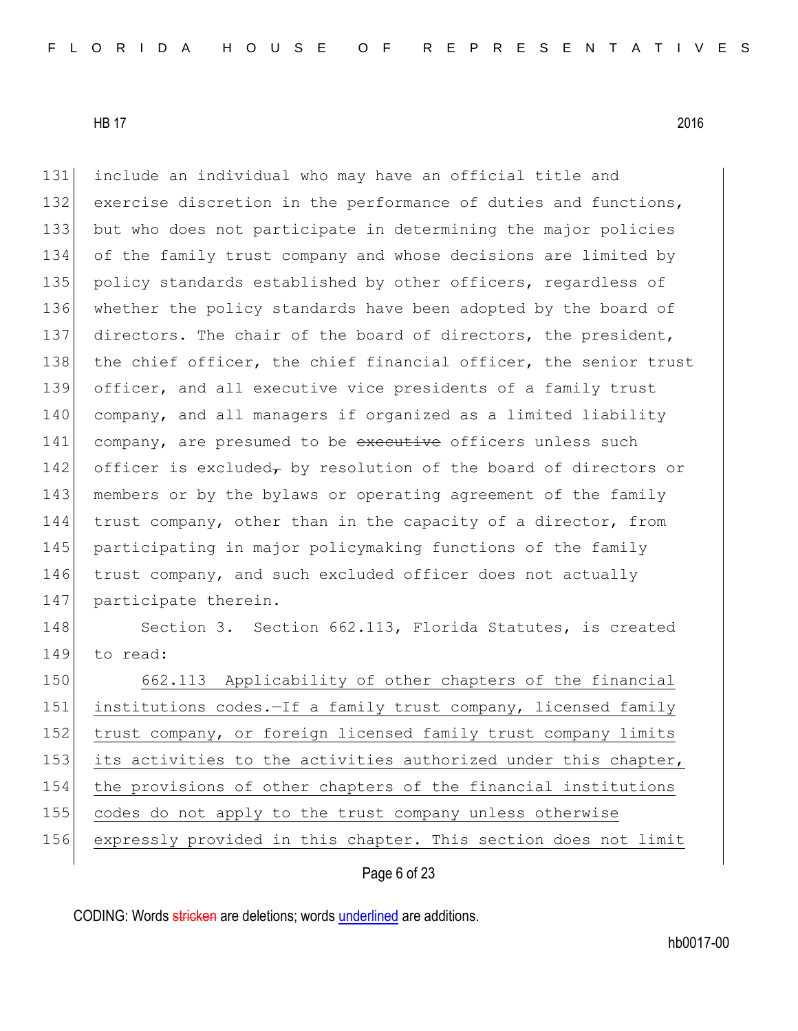include an individual who may have an official title and exercise discretion in the performance of duties and functions, but who does not participate in determining the major policies of the family trust company and whose decisions are limited by policy standards established by other officers, regardless of whether the policy standards have been adopted by the board of directors. The chair of the board of directors, the president, the chief officer, the chief financial officer, the senior trust officer, and all executive vice presidents of a family trust company, and all managers if organized as a limited liability company, are presumed to be ~~executive~~ officers unless such officer is excluded~~,~~ by resolution of the board of directors or members or by the bylaws or operating agreement of the family trust company, other than in the capacity of a director, from participating in major policymaking functions of the family trust company, and such excluded officer does not actually participate therein.

Section 3. Section 662.113, Florida Statutes, is created to read:

<u>662.113 Applicability of other chapters of the financial institutions codes.—If a family trust company, licensed family trust company, or foreign licensed family trust company limits its activities to the activities authorized under this chapter, the provisions of other chapters of the financial institutions codes do not apply to the trust company unless otherwise expressly provided in this chapter. This section does not limit</u>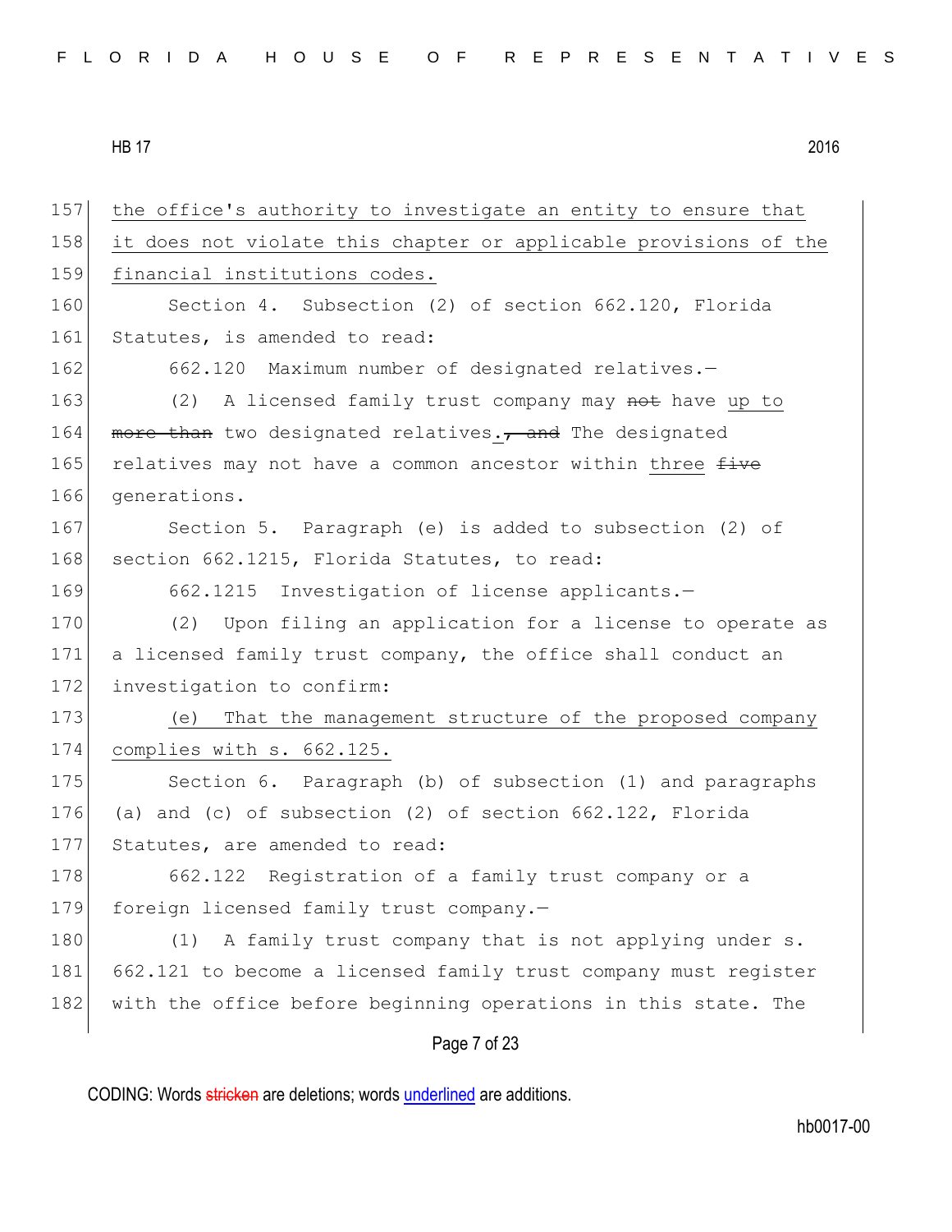the office's authority to investigate an entity to ensure that it does not violate this chapter or applicable provisions of the financial institutions codes.

Section 4. Subsection (2) of section 662.120, Florida Statutes, is amended to read:

662.120 Maximum number of designated relatives.—

(2) A licensed family trust company may ~~not~~ have up to ~~more than~~ two designated relatives.~~, and~~ The designated relatives may not have a common ancestor within three ~~five~~ generations.

Section 5. Paragraph (e) is added to subsection (2) of section 662.1215, Florida Statutes, to read:

662.1215 Investigation of license applicants.—

(2) Upon filing an application for a license to operate as a licensed family trust company, the office shall conduct an investigation to confirm:

(e) That the management structure of the proposed company complies with s. 662.125.

Section 6. Paragraph (b) of subsection (1) and paragraphs (a) and (c) of subsection (2) of section 662.122, Florida Statutes, are amended to read:

662.122 Registration of a family trust company or a foreign licensed family trust company.—

(1) A family trust company that is not applying under s. 662.121 to become a licensed family trust company must register with the office before beginning operations in this state. The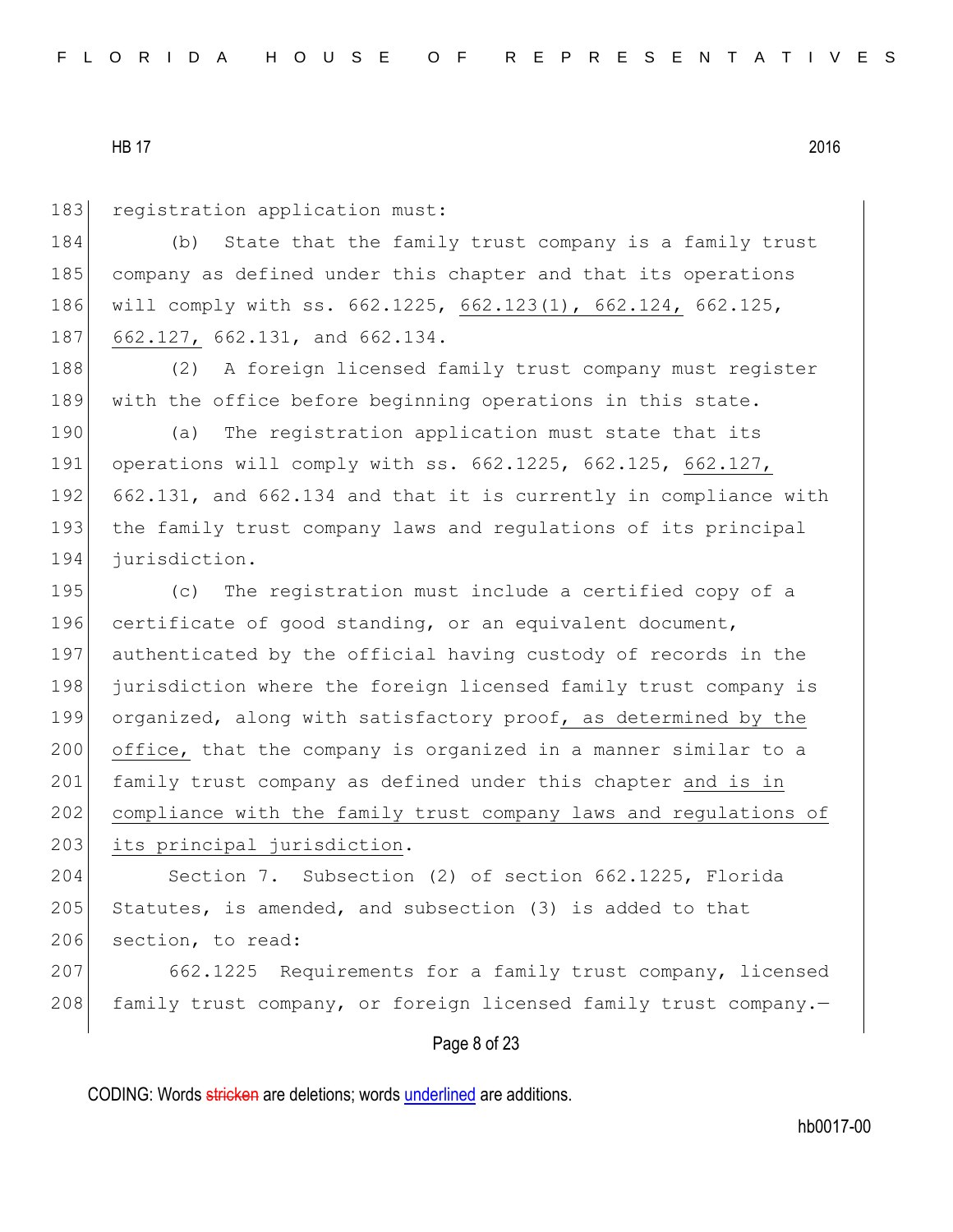registration application must:

(b) State that the family trust company is a family trust company as defined under this chapter and that its operations will comply with ss. 662.1225, <u>662.123(1), 662.124,</u> 662.125, <u>662.127,</u> 662.131, and 662.134.

(2) A foreign licensed family trust company must register with the office before beginning operations in this state.

(a) The registration application must state that its operations will comply with ss. 662.1225, 662.125, <u>662.127,</u> 662.131, and 662.134 and that it is currently in compliance with the family trust company laws and regulations of its principal jurisdiction.

(c) The registration must include a certified copy of a certificate of good standing, or an equivalent document, authenticated by the official having custody of records in the jurisdiction where the foreign licensed family trust company is organized, along with satisfactory proof<u>, as determined by the office,</u> that the company is organized in a manner similar to a family trust company as defined under this chapter <u>and is in compliance with the family trust company laws and regulations of its principal jurisdiction</u>.

Section 7. Subsection (2) of section 662.1225, Florida Statutes, is amended, and subsection (3) is added to that section, to read:

662.1225 Requirements for a family trust company, licensed family trust company, or foreign licensed family trust company.—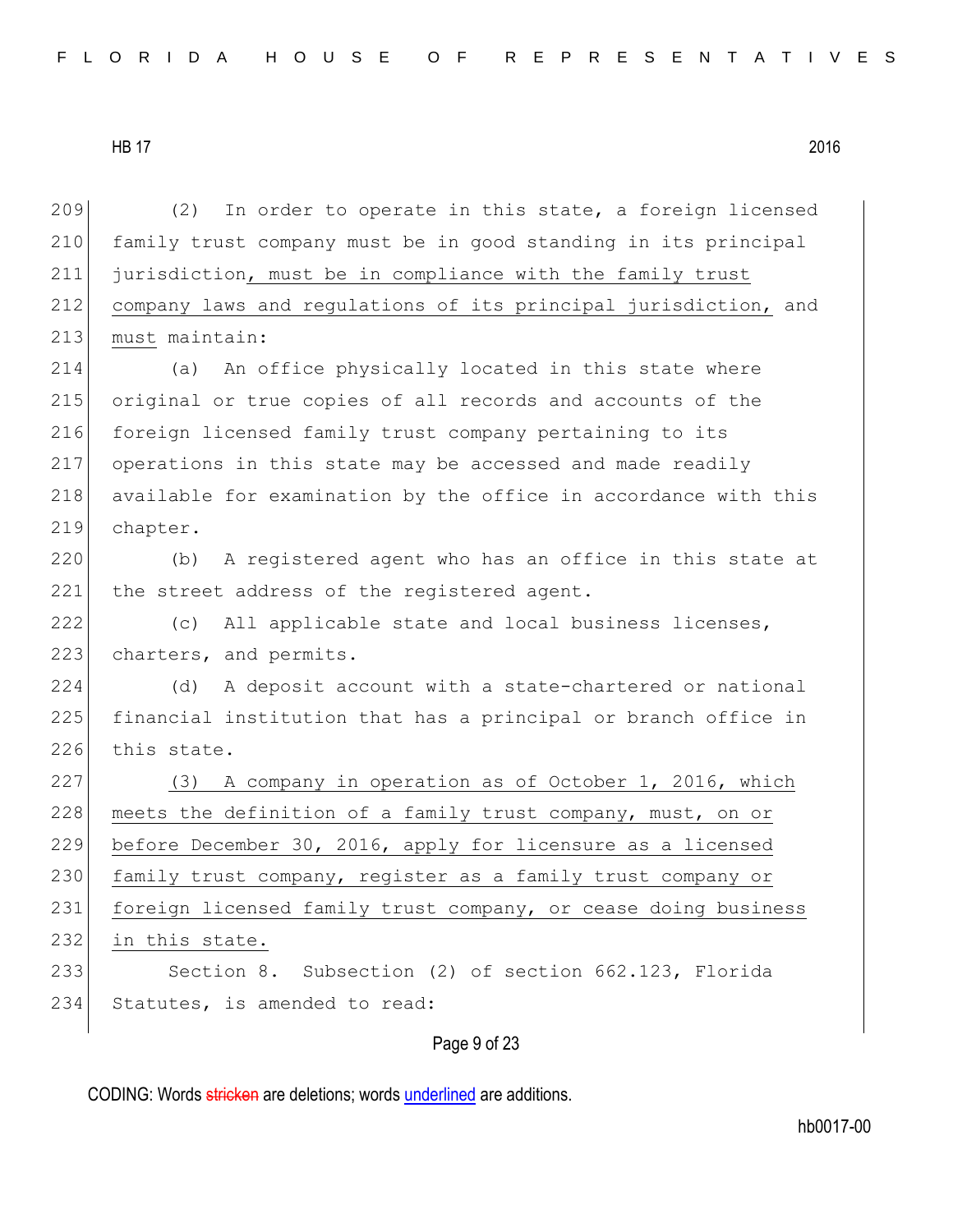(2) In order to operate in this state, a foreign licensed family trust company must be in good standing in its principal jurisdiction, must be in compliance with the family trust company laws and regulations of its principal jurisdiction, and must maintain:

(a) An office physically located in this state where original or true copies of all records and accounts of the foreign licensed family trust company pertaining to its operations in this state may be accessed and made readily available for examination by the office in accordance with this chapter.

(b) A registered agent who has an office in this state at the street address of the registered agent.

(c) All applicable state and local business licenses, charters, and permits.

(d) A deposit account with a state-chartered or national financial institution that has a principal or branch office in this state.

(3) A company in operation as of October 1, 2016, which meets the definition of a family trust company, must, on or before December 30, 2016, apply for licensure as a licensed family trust company, register as a family trust company or foreign licensed family trust company, or cease doing business in this state.

Section 8. Subsection (2) of section 662.123, Florida Statutes, is amended to read: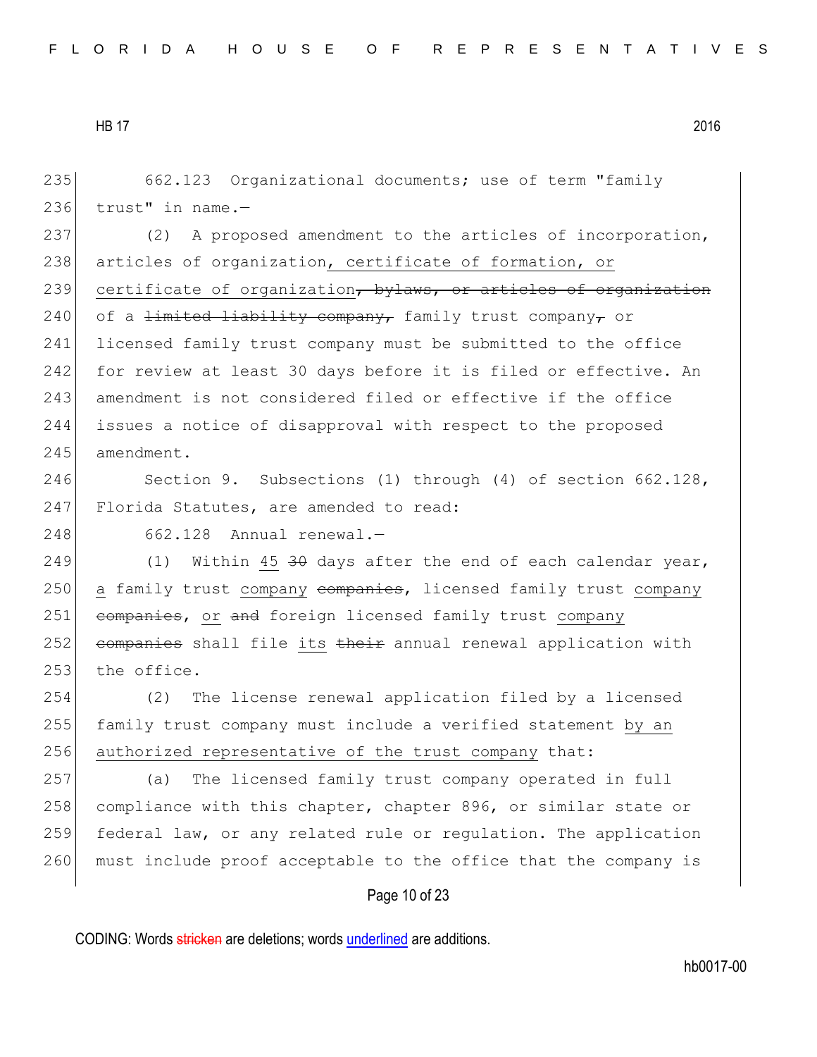662.123 Organizational documents; use of term "family trust" in name.—

(2) A proposed amendment to the articles of incorporation, articles of organization<u>, certificate of formation, or certificate of organization</u>~~, bylaws, or articles of organization~~ of a ~~limited liability company,~~ family trust company~~,~~ or licensed family trust company must be submitted to the office for review at least 30 days before it is filed or effective. An amendment is not considered filed or effective if the office issues a notice of disapproval with respect to the proposed amendment.

Section 9. Subsections (1) through (4) of section 662.128, Florida Statutes, are amended to read:

662.128 Annual renewal.—

(1) Within <u>45</u> ~~30~~ days after the end of each calendar year, <u>a</u> family trust <u>company</u> ~~companies~~, licensed family trust <u>company</u> ~~companies~~, <u>or</u> ~~and~~ foreign licensed family trust <u>company</u> ~~companies~~ shall file <u>its</u> ~~their~~ annual renewal application with the office.

(2) The license renewal application filed by a licensed family trust company must include a verified statement <u>by an authorized representative of the trust company</u> that:

(a) The licensed family trust company operated in full compliance with this chapter, chapter 896, or similar state or federal law, or any related rule or regulation. The application must include proof acceptable to the office that the company is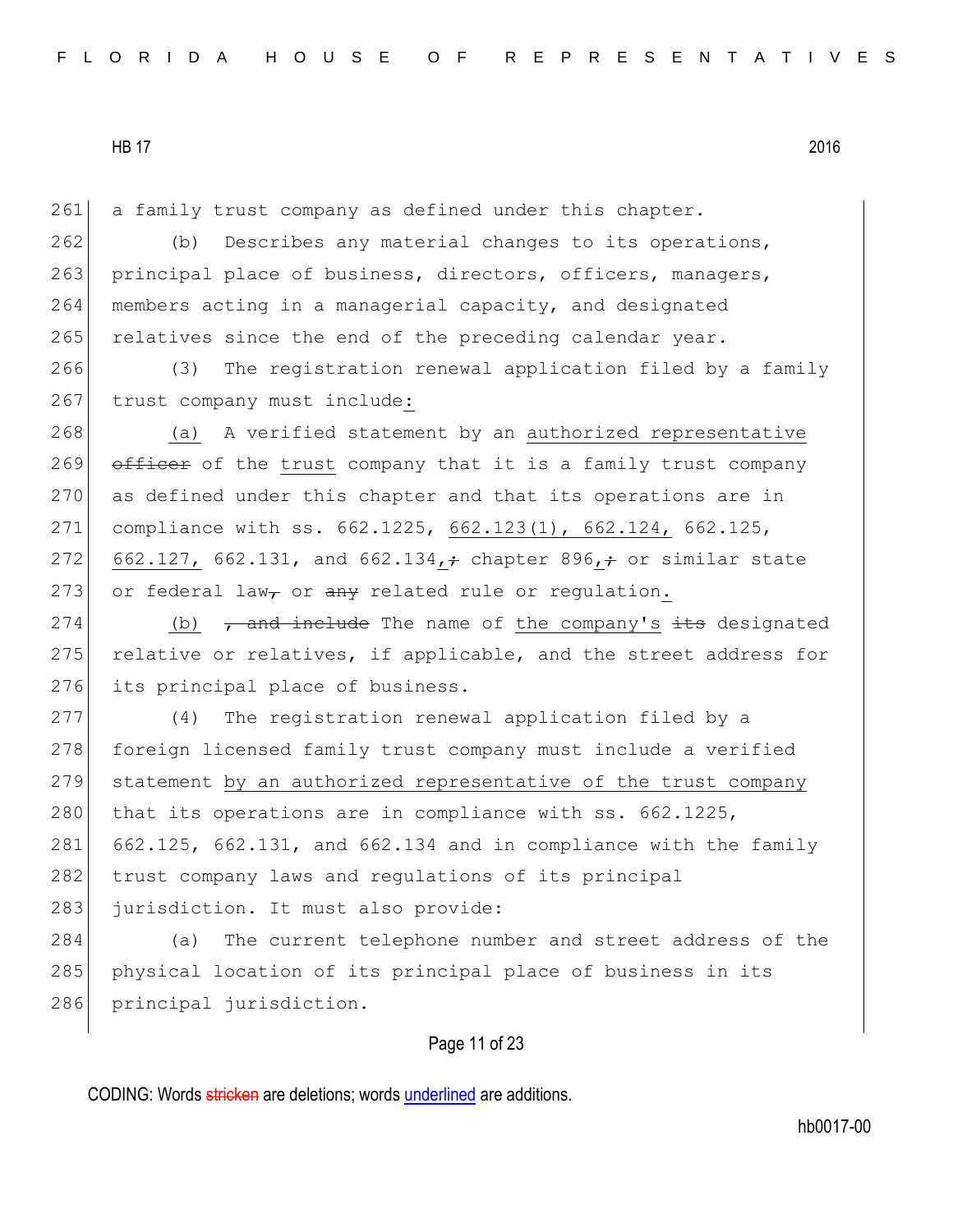a family trust company as defined under this chapter.

(b) Describes any material changes to its operations, principal place of business, directors, officers, managers, members acting in a managerial capacity, and designated relatives since the end of the preceding calendar year.

(3) The registration renewal application filed by a family trust company must include:

(a) A verified statement by an authorized representative ~~officer~~ of the trust company that it is a family trust company as defined under this chapter and that its operations are in compliance with ss. 662.1225, 662.123(1), 662.124, 662.125, 662.127, 662.131, and 662.134,~~;~~ chapter 896,~~;~~ or similar state or federal law~~,~~ or ~~any~~ related rule or regulation.

(b) ~~, and include~~ The name of the company's ~~its~~ designated relative or relatives, if applicable, and the street address for its principal place of business.

(4) The registration renewal application filed by a foreign licensed family trust company must include a verified statement by an authorized representative of the trust company that its operations are in compliance with ss. 662.1225, 662.125, 662.131, and 662.134 and in compliance with the family trust company laws and regulations of its principal jurisdiction. It must also provide:

(a) The current telephone number and street address of the physical location of its principal place of business in its principal jurisdiction.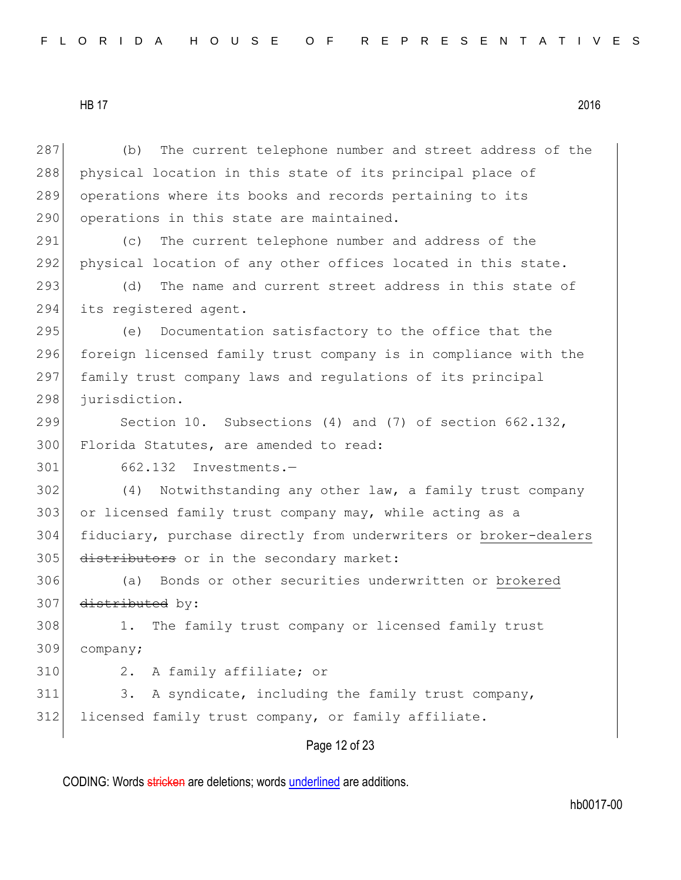(b) The current telephone number and street address of the physical location in this state of its principal place of operations where its books and records pertaining to its operations in this state are maintained.

(c) The current telephone number and address of the physical location of any other offices located in this state.

(d) The name and current street address in this state of its registered agent.

(e) Documentation satisfactory to the office that the foreign licensed family trust company is in compliance with the family trust company laws and regulations of its principal jurisdiction.

Section 10. Subsections (4) and (7) of section 662.132, Florida Statutes, are amended to read:

662.132 Investments.—

(4) Notwithstanding any other law, a family trust company or licensed family trust company may, while acting as a fiduciary, purchase directly from underwriters or broker-dealers ~~distributors~~ or in the secondary market:

(a) Bonds or other securities underwritten or brokered ~~distributed~~ by:

1. The family trust company or licensed family trust company;

2. A family affiliate; or

3. A syndicate, including the family trust company, licensed family trust company, or family affiliate.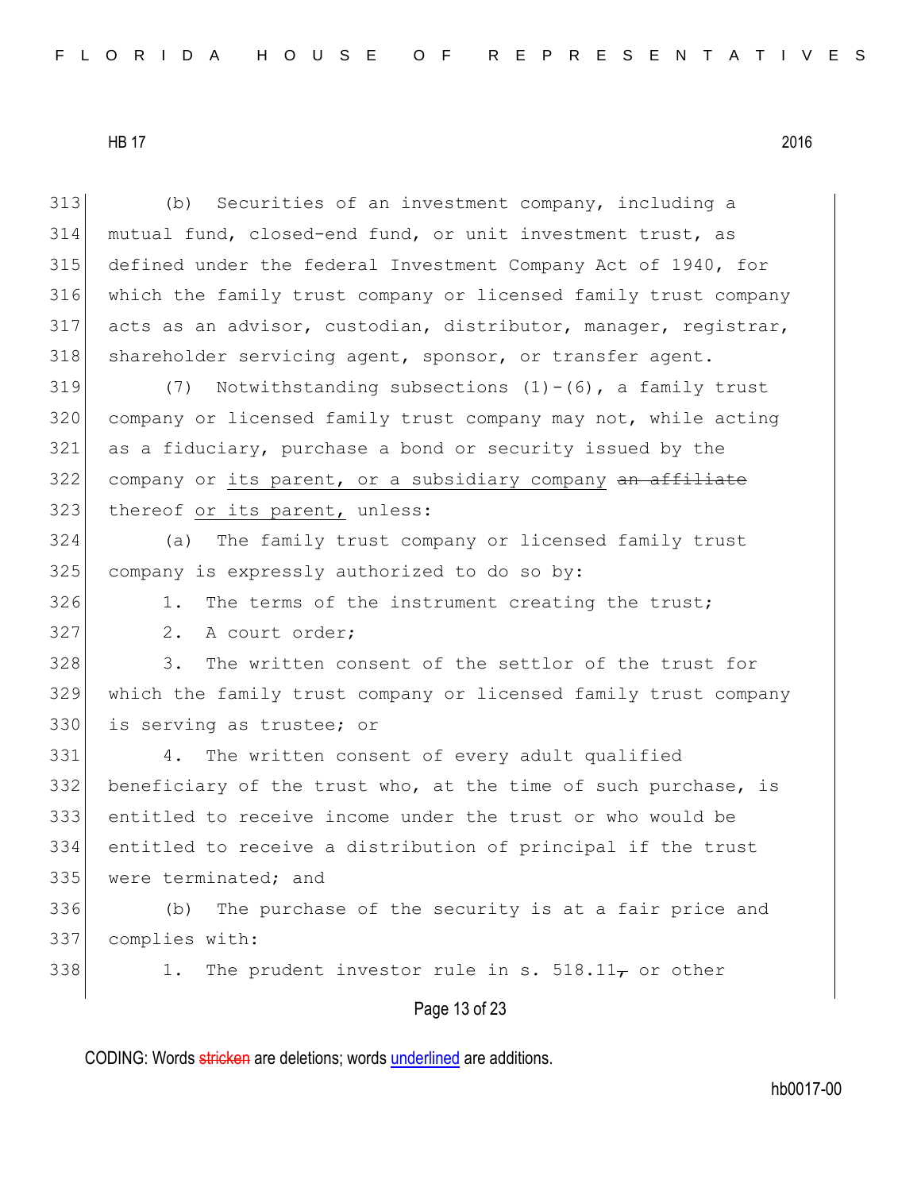(b) Securities of an investment company, including a mutual fund, closed-end fund, or unit investment trust, as defined under the federal Investment Company Act of 1940, for which the family trust company or licensed family trust company acts as an advisor, custodian, distributor, manager, registrar, shareholder servicing agent, sponsor, or transfer agent.

(7) Notwithstanding subsections (1)-(6), a family trust company or licensed family trust company may not, while acting as a fiduciary, purchase a bond or security issued by the company or <u>its parent, or a subsidiary company</u> ~~an affiliate~~ thereof <u>or its parent,</u> unless:

(a) The family trust company or licensed family trust company is expressly authorized to do so by:

1. The terms of the instrument creating the trust;

2. A court order;

3. The written consent of the settlor of the trust for which the family trust company or licensed family trust company is serving as trustee; or

4. The written consent of every adult qualified beneficiary of the trust who, at the time of such purchase, is entitled to receive income under the trust or who would be entitled to receive a distribution of principal if the trust were terminated; and

(b) The purchase of the security is at a fair price and complies with:

1. The prudent investor rule in s. 518.11~~,~~ or other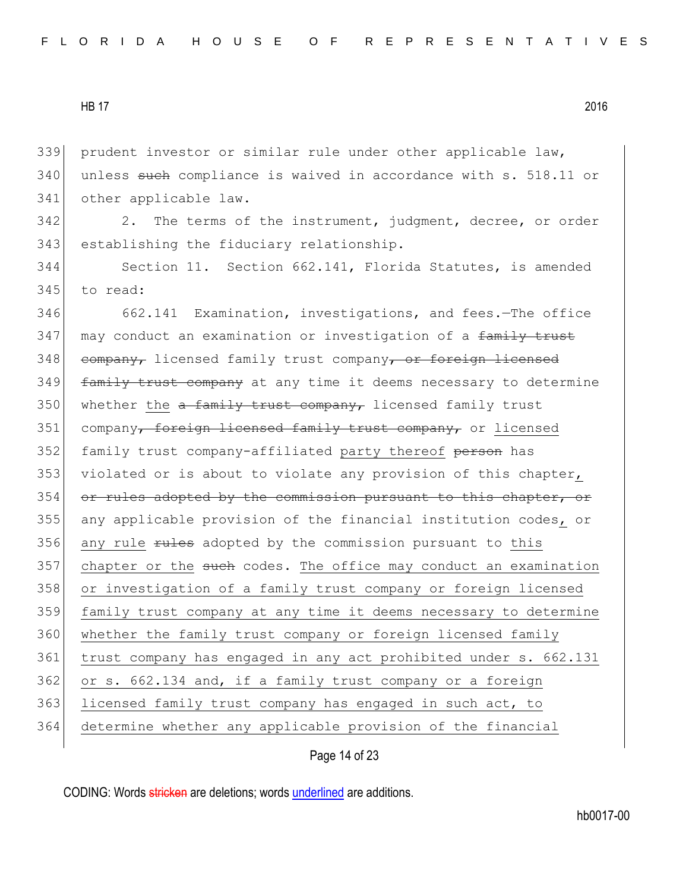prudent investor or similar rule under other applicable law, unless ~~such~~ compliance is waived in accordance with s. 518.11 or other applicable law.

2. The terms of the instrument, judgment, decree, or order establishing the fiduciary relationship.

Section 11. Section 662.141, Florida Statutes, is amended to read:

662.141 Examination, investigations, and fees.—The office may conduct an examination or investigation of a ~~family trust company,~~ licensed family trust company~~, or foreign licensed family trust company~~ at any time it deems necessary to determine whether <u>the</u> ~~a family trust company,~~ licensed family trust company~~, foreign licensed family trust company,~~ or <u>licensed</u> family trust company-affiliated <u>party thereof</u> ~~person~~ has violated or is about to violate any provision of this chapter<u>,</u> ~~or rules adopted by the commission pursuant to this chapter, or~~ any applicable provision of the financial institution codes<u>,</u> or <u>any rule</u> ~~rules~~ adopted by the commission pursuant to <u>this chapter or the</u> ~~such~~ codes. <u>The office may conduct an examination or investigation of a family trust company or foreign licensed family trust company at any time it deems necessary to determine whether the family trust company or foreign licensed family trust company has engaged in any act prohibited under s. 662.131 or s. 662.134 and, if a family trust company or a foreign licensed family trust company has engaged in such act, to determine whether any applicable provision of the financial</u>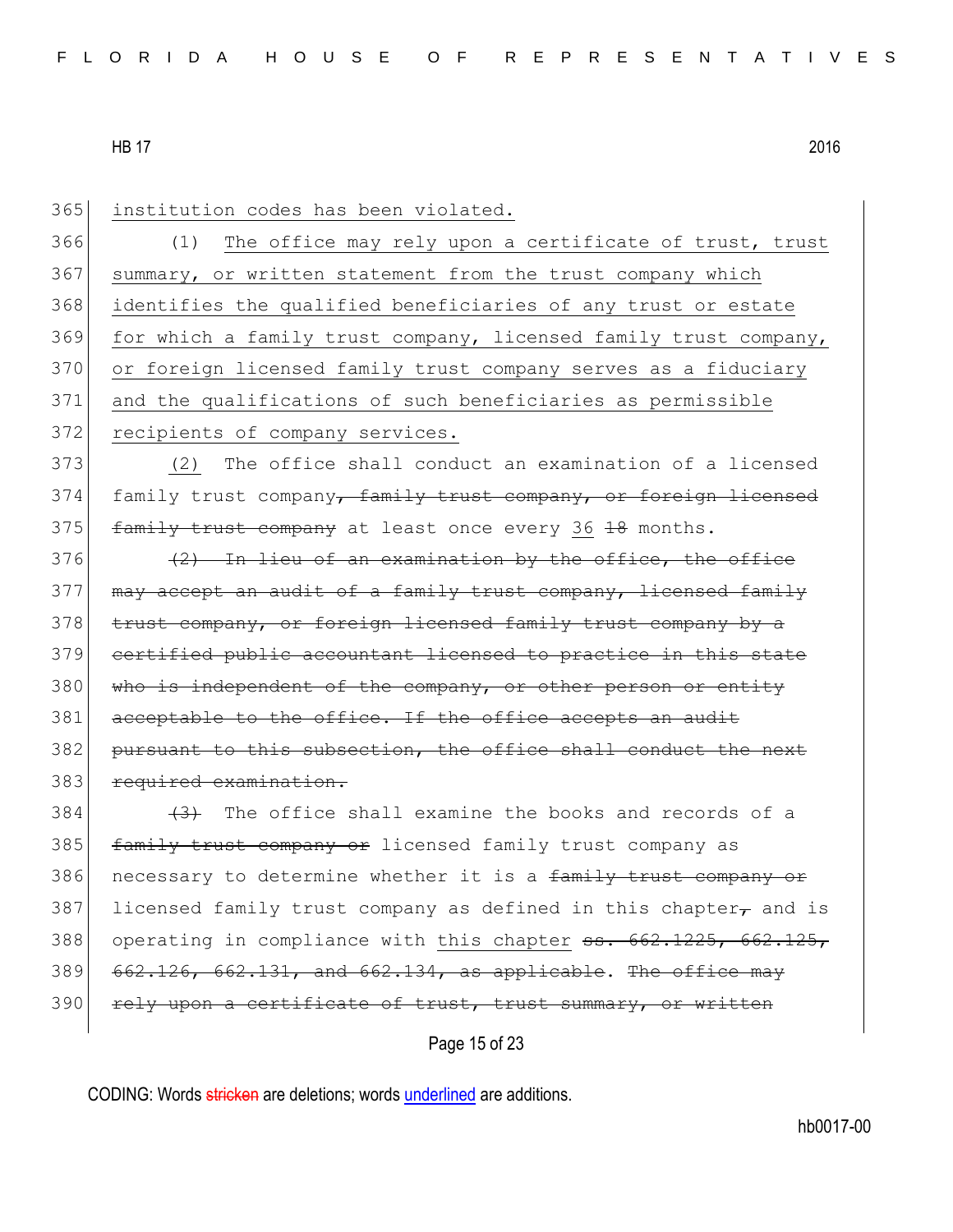365 institution codes has been violated.

366 (1) The office may rely upon a certificate of trust, trust

367 summary, or written statement from the trust company which

368 identifies the qualified beneficiaries of any trust or estate

369 for which a family trust company, licensed family trust company,

370 or foreign licensed family trust company serves as a fiduciary

371 and the qualifications of such beneficiaries as permissible

372 recipients of company services.

373 (2) The office shall conduct an examination of a licensed

374 family trust company~~, family trust company, or foreign licensed~~

375 ~~family trust company~~ at least once every 36 ~~18~~ months.

376 ~~(2) In lieu of an examination by the office, the office~~

377 ~~may accept an audit of a family trust company, licensed family~~

378 ~~trust company, or foreign licensed family trust company by a~~

379 ~~certified public accountant licensed to practice in this state~~

380 ~~who is independent of the company, or other person or entity~~

381 ~~acceptable to the office. If the office accepts an audit~~

382 ~~pursuant to this subsection, the office shall conduct the next~~

383 ~~required examination.~~

384 ~~(3)~~ The office shall examine the books and records of a

385 ~~family trust company or~~ licensed family trust company as

386 necessary to determine whether it is a ~~family trust company or~~

387 licensed family trust company as defined in this chapter~~,~~ and is

388 operating in compliance with this chapter ~~ss. 662.1225, 662.125,~~

389 ~~662.126, 662.131, and 662.134, as applicable~~. ~~The office may~~

390 ~~rely upon a certificate of trust, trust summary, or written~~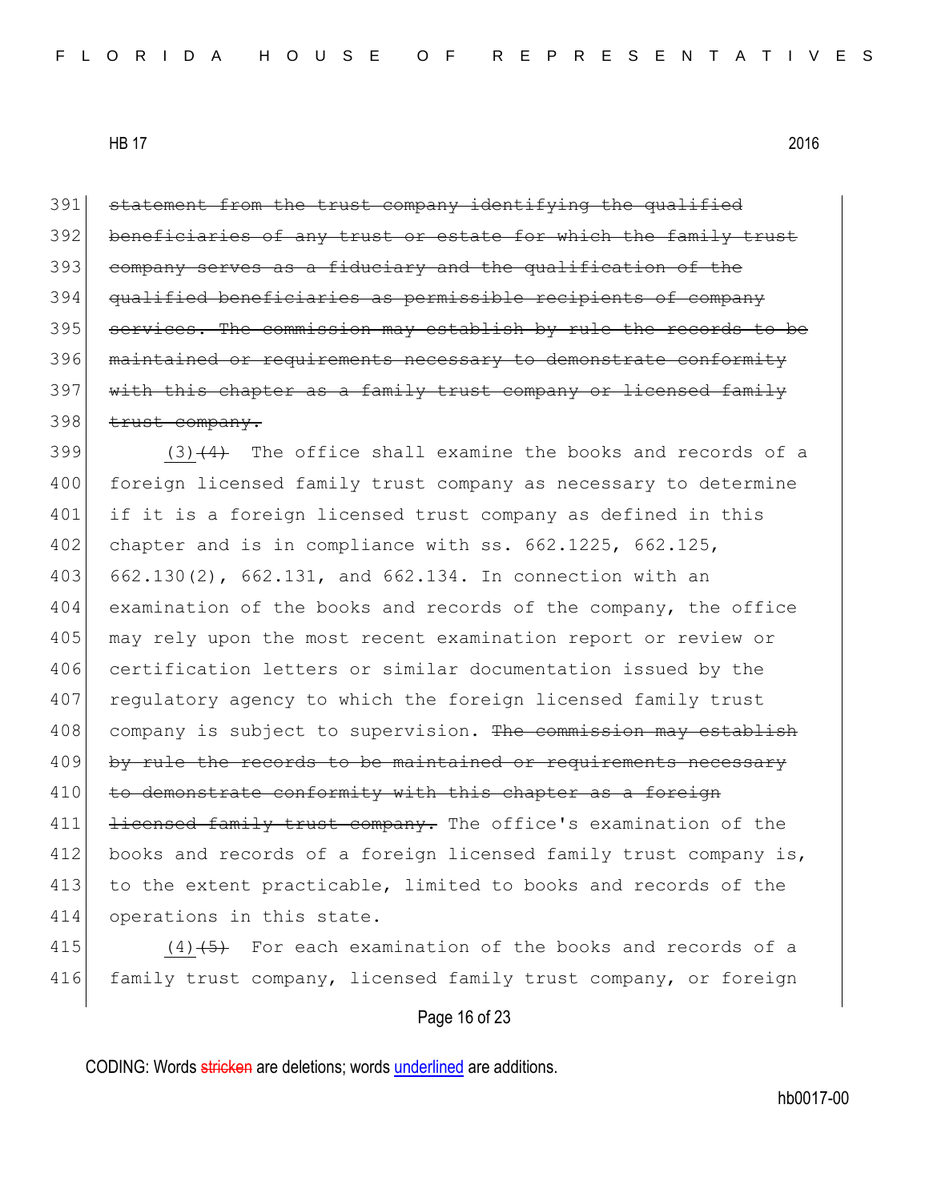391 ~~statement from the trust company identifying the qualified~~
392 ~~beneficiaries of any trust or estate for which the family trust~~
393 ~~company serves as a fiduciary and the qualification of the~~
394 ~~qualified beneficiaries as permissible recipients of company~~
395 ~~services. The commission may establish by rule the records to be~~
396 ~~maintained or requirements necessary to demonstrate conformity~~
397 ~~with this chapter as a family trust company or licensed family~~
398 ~~trust company.~~

399 <u>(3)</u>~~(4)~~ The office shall examine the books and records of a
400 foreign licensed family trust company as necessary to determine
401 if it is a foreign licensed trust company as defined in this
402 chapter and is in compliance with ss. 662.1225, 662.125,
403 662.130(2), 662.131, and 662.134. In connection with an
404 examination of the books and records of the company, the office
405 may rely upon the most recent examination report or review or
406 certification letters or similar documentation issued by the
407 regulatory agency to which the foreign licensed family trust
408 company is subject to supervision. ~~The commission may establish~~
409 ~~by rule the records to be maintained or requirements necessary~~
410 ~~to demonstrate conformity with this chapter as a foreign~~
411 ~~licensed family trust company.~~ The office's examination of the
412 books and records of a foreign licensed family trust company is,
413 to the extent practicable, limited to books and records of the
414 operations in this state.

415 <u>(4)</u>~~(5)~~ For each examination of the books and records of a
416 family trust company, licensed family trust company, or foreign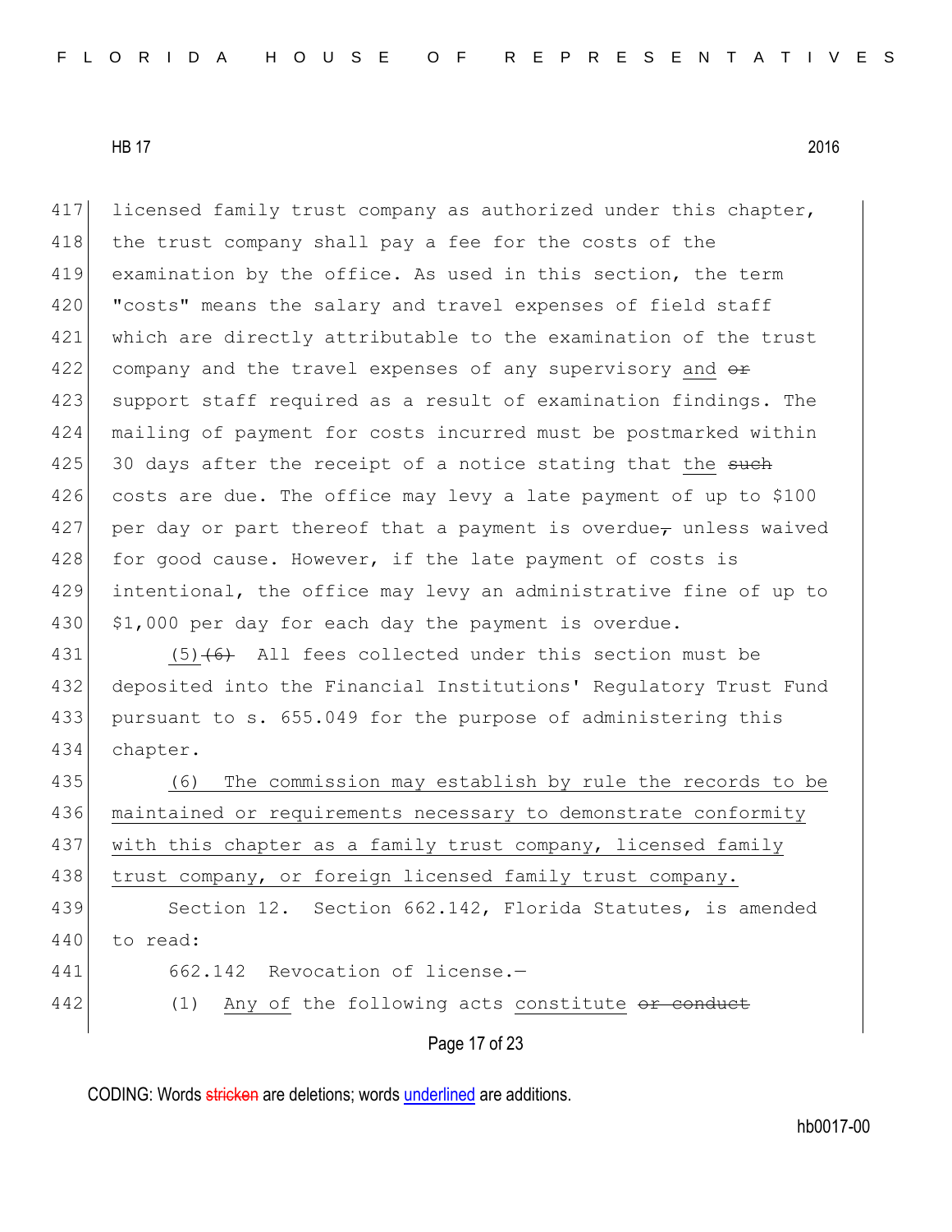licensed family trust company as authorized under this chapter, the trust company shall pay a fee for the costs of the examination by the office. As used in this section, the term "costs" means the salary and travel expenses of field staff which are directly attributable to the examination of the trust company and the travel expenses of any supervisory and ~~or~~ support staff required as a result of examination findings. The mailing of payment for costs incurred must be postmarked within 30 days after the receipt of a notice stating that the ~~such~~ costs are due. The office may levy a late payment of up to $100 per day or part thereof that a payment is overdue~~,~~ unless waived for good cause. However, if the late payment of costs is intentional, the office may levy an administrative fine of up to $1,000 per day for each day the payment is overdue.

(5)~~(6)~~ All fees collected under this section must be deposited into the Financial Institutions' Regulatory Trust Fund pursuant to s. 655.049 for the purpose of administering this chapter.

(6) The commission may establish by rule the records to be maintained or requirements necessary to demonstrate conformity with this chapter as a family trust company, licensed family trust company, or foreign licensed family trust company.

Section 12. Section 662.142, Florida Statutes, is amended to read:

662.142 Revocation of license.—

(1) Any of the following acts constitute ~~or conduct~~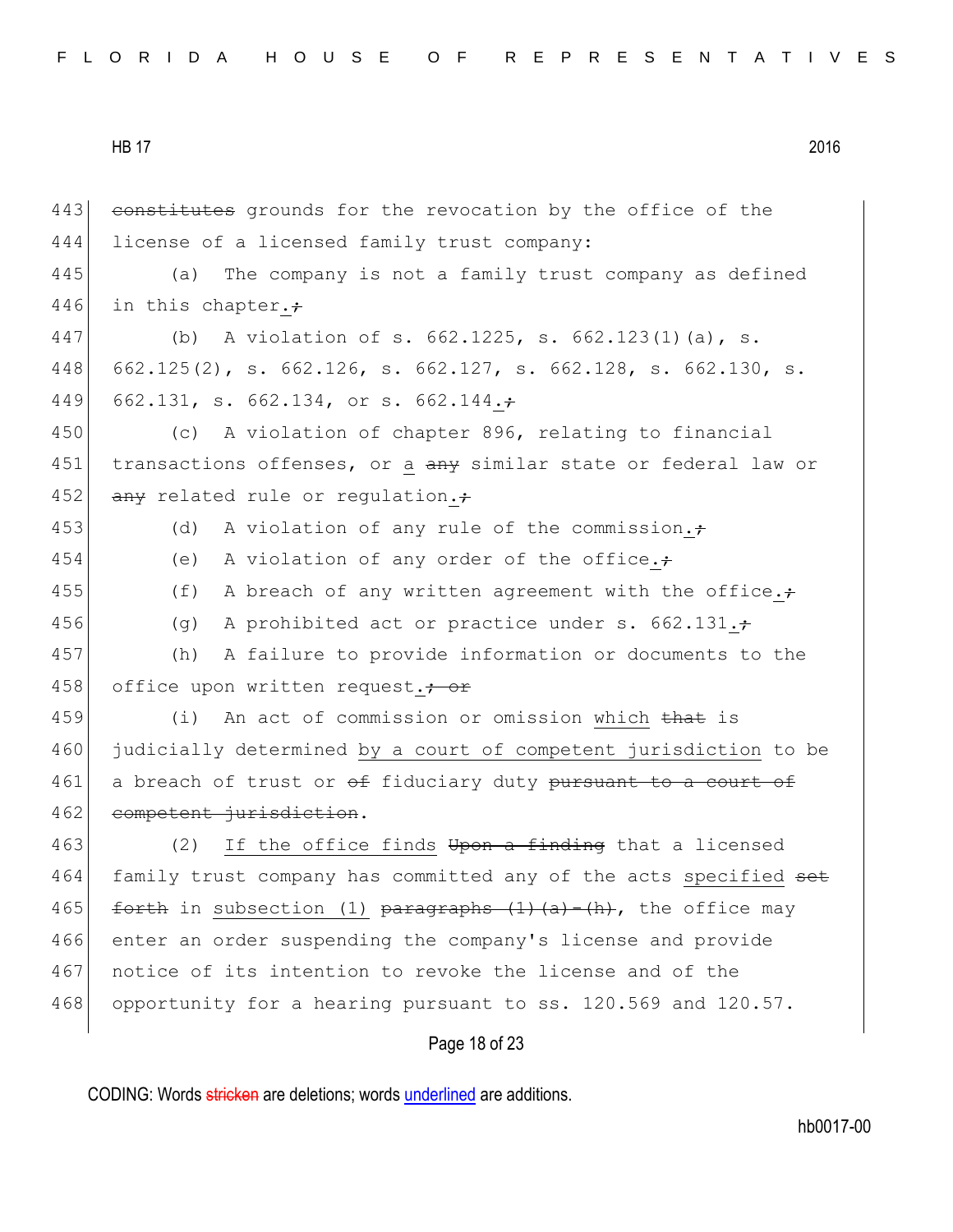~~constitutes~~ grounds for the revocation by the office of the license of a licensed family trust company:

(a) The company is not a family trust company as defined in this chapter.~~;~~

(b) A violation of s. 662.1225, s. 662.123(1)(a), s. 662.125(2), s. 662.126, s. 662.127, s. 662.128, s. 662.130, s. 662.131, s. 662.134, or s. 662.144.~~;~~

(c) A violation of chapter 896, relating to financial transactions offenses, or a ~~any~~ similar state or federal law or ~~any~~ related rule or regulation.~~;~~

(d) A violation of any rule of the commission.~~;~~

(e) A violation of any order of the office.~~;~~

(f) A breach of any written agreement with the office.~~;~~

(g) A prohibited act or practice under s. 662.131.~~;~~

(h) A failure to provide information or documents to the office upon written request.~~; or~~

(i) An act of commission or omission which ~~that~~ is judicially determined by a court of competent jurisdiction to be a breach of trust or ~~of~~ fiduciary duty ~~pursuant to a court of competent jurisdiction~~.

(2) If the office finds ~~Upon a finding~~ that a licensed family trust company has committed any of the acts specified ~~set forth~~ in subsection (1) ~~paragraphs (1)(a)-(h)~~, the office may enter an order suspending the company's license and provide notice of its intention to revoke the license and of the opportunity for a hearing pursuant to ss. 120.569 and 120.57.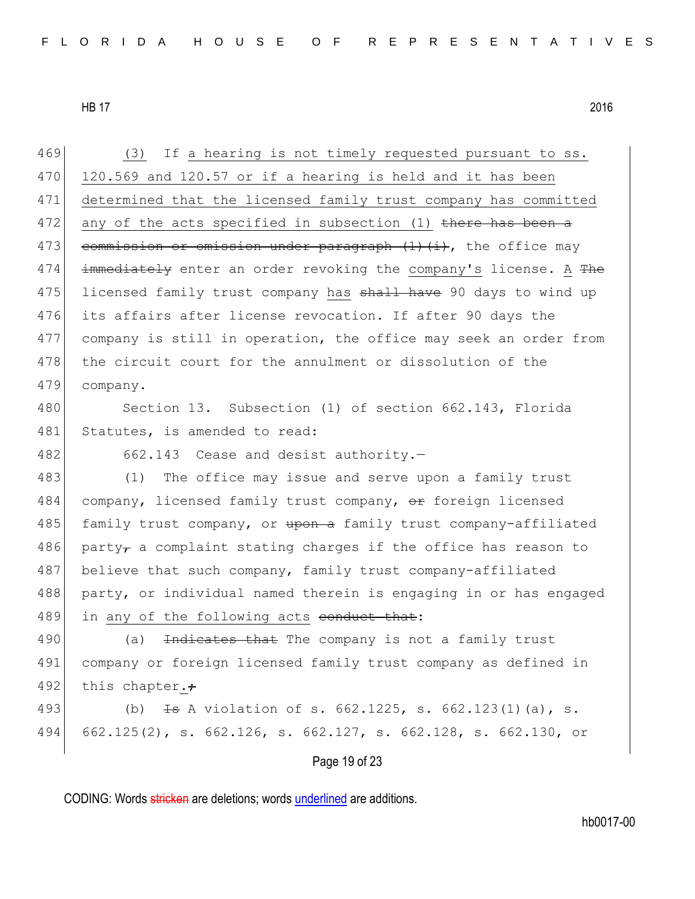(3) If a hearing is not timely requested pursuant to ss. 120.569 and 120.57 or if a hearing is held and it has been determined that the licensed family trust company has committed any of the acts specified in subsection (1) ~~there has been a commission or omission under paragraph (1)(i)~~, the office may ~~immediately~~ enter an order revoking the company's license. A ~~The~~ licensed family trust company has ~~shall have~~ 90 days to wind up its affairs after license revocation. If after 90 days the company is still in operation, the office may seek an order from the circuit court for the annulment or dissolution of the company.

Section 13. Subsection (1) of section 662.143, Florida Statutes, is amended to read:

662.143 Cease and desist authority.—

(1) The office may issue and serve upon a family trust company, licensed family trust company, ~~or~~ foreign licensed family trust company, or ~~upon a~~ family trust company-affiliated party~~,~~ a complaint stating charges if the office has reason to believe that such company, family trust company-affiliated party, or individual named therein is engaging in or has engaged in any of the following acts ~~conduct that~~:

(a) ~~Indicates that~~ The company is not a family trust company or foreign licensed family trust company as defined in this chapter.~~;~~

(b) ~~Is~~ A violation of s. 662.1225, s. 662.123(1)(a), s. 662.125(2), s. 662.126, s. 662.127, s. 662.128, s. 662.130, or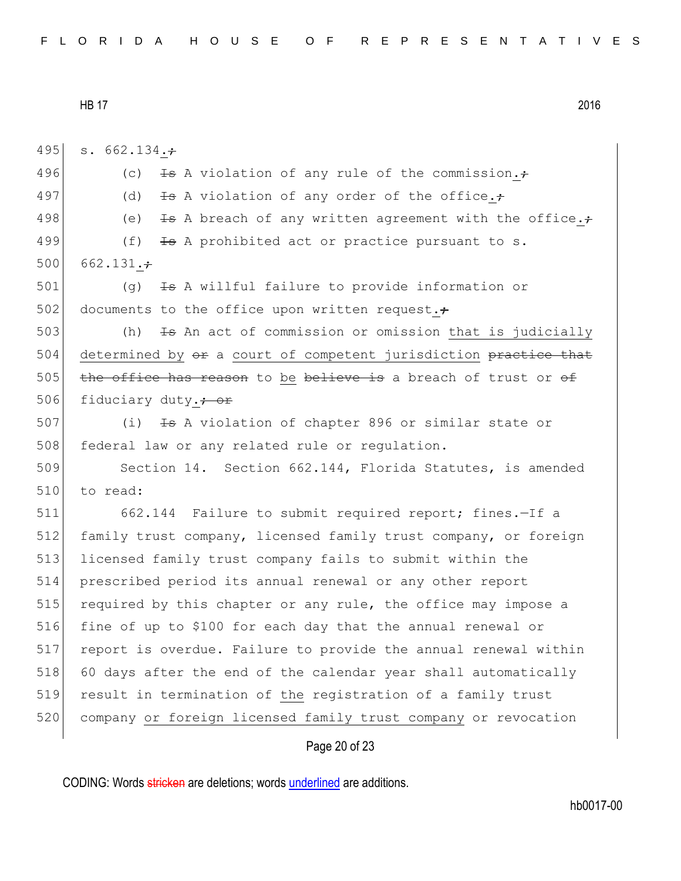s. 662.134.~~;~~

(c) ~~Is~~ A violation of any rule of the commission.~~;~~

(d) ~~Is~~ A violation of any order of the office.~~;~~

(e) ~~Is~~ A breach of any written agreement with the office.~~;~~

(f) ~~Is~~ A prohibited act or practice pursuant to s. 662.131.~~;~~

(g) ~~Is~~ A willful failure to provide information or documents to the office upon written request.~~;~~

(h) ~~Is~~ An act of commission or omission <u>that is judicially determined by</u> ~~or~~ a <u>court of competent jurisdiction</u> ~~practice that the office has reason~~ to <u>be</u> ~~believe is~~ a breach of trust or ~~of~~ fiduciary duty.~~; or~~

(i) ~~Is~~ A violation of chapter 896 or similar state or federal law or any related rule or regulation.

Section 14. Section 662.144, Florida Statutes, is amended to read:

662.144 Failure to submit required report; fines.—If a family trust company, licensed family trust company, or foreign licensed family trust company fails to submit within the prescribed period its annual renewal or any other report required by this chapter or any rule, the office may impose a fine of up to $100 for each day that the annual renewal or report is overdue. Failure to provide the annual renewal within 60 days after the end of the calendar year shall automatically result in termination of <u>the</u> registration of a family trust company <u>or foreign licensed family trust company</u> or revocation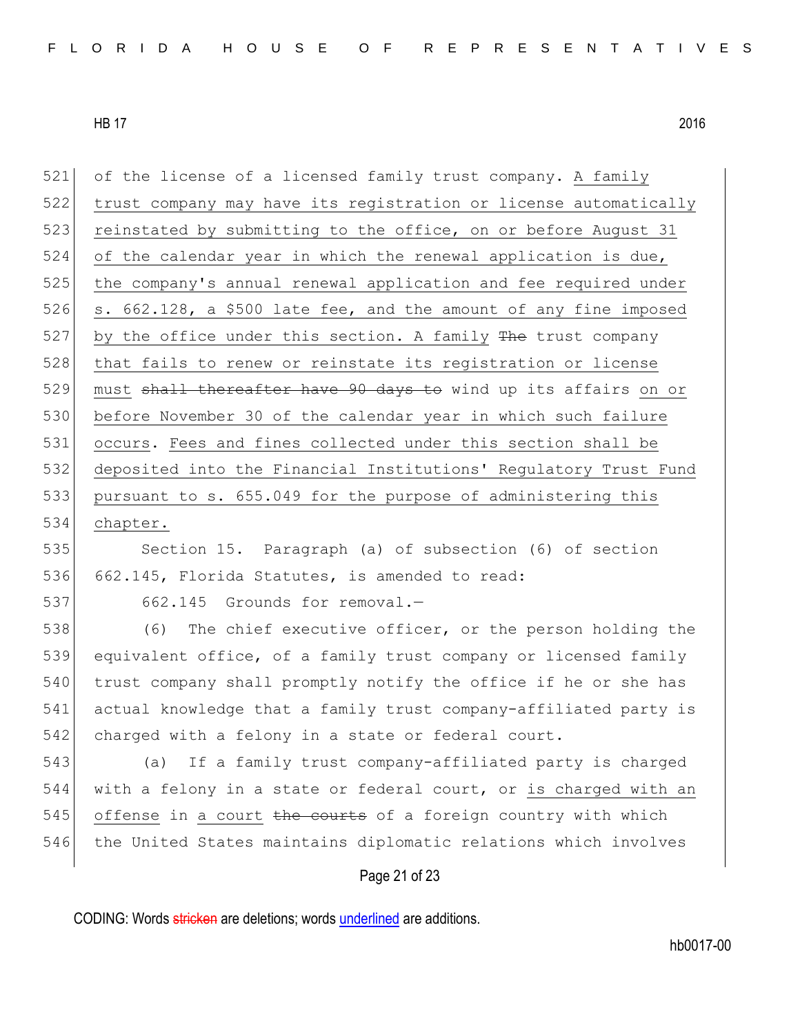of the license of a licensed family trust company. A family trust company may have its registration or license automatically reinstated by submitting to the office, on or before August 31 of the calendar year in which the renewal application is due, the company's annual renewal application and fee required under s. 662.128, a $500 late fee, and the amount of any fine imposed by the office under this section. A family ~~The~~ trust company that fails to renew or reinstate its registration or license must ~~shall thereafter have 90 days to~~ wind up its affairs on or before November 30 of the calendar year in which such failure occurs. Fees and fines collected under this section shall be deposited into the Financial Institutions' Regulatory Trust Fund pursuant to s. 655.049 for the purpose of administering this chapter.

Section 15. Paragraph (a) of subsection (6) of section 662.145, Florida Statutes, is amended to read:

662.145 Grounds for removal.—

(6) The chief executive officer, or the person holding the equivalent office, of a family trust company or licensed family trust company shall promptly notify the office if he or she has actual knowledge that a family trust company-affiliated party is charged with a felony in a state or federal court.

(a) If a family trust company-affiliated party is charged with a felony in a state or federal court, or is charged with an offense in a court ~~the courts~~ of a foreign country with which the United States maintains diplomatic relations which involves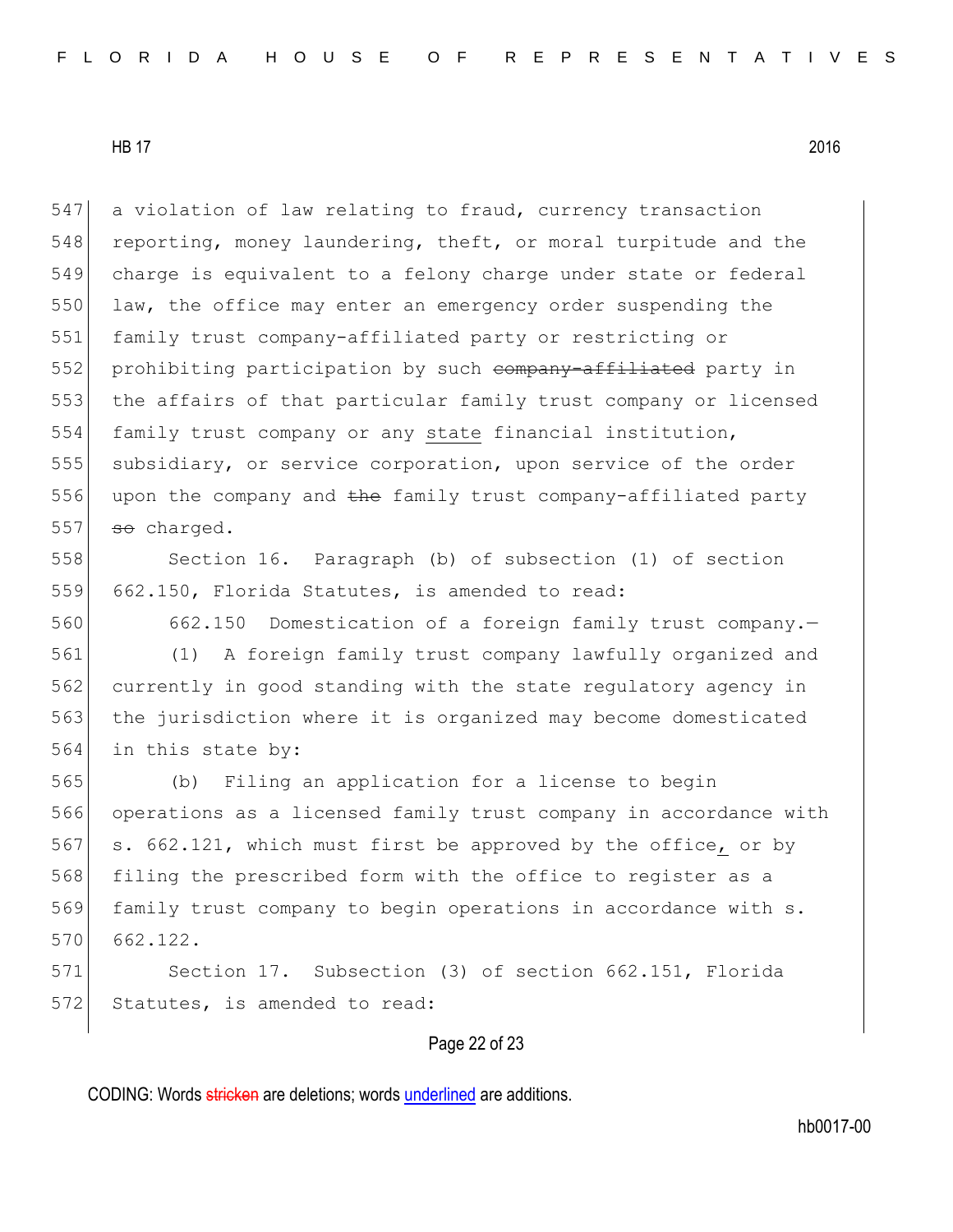a violation of law relating to fraud, currency transaction reporting, money laundering, theft, or moral turpitude and the charge is equivalent to a felony charge under state or federal law, the office may enter an emergency order suspending the family trust company-affiliated party or restricting or prohibiting participation by such ~~company-affiliated~~ party in the affairs of that particular family trust company or licensed family trust company or any <u>state</u> financial institution, subsidiary, or service corporation, upon service of the order upon the company and ~~the~~ family trust company-affiliated party ~~so~~ charged.

Section 16. Paragraph (b) of subsection (1) of section 662.150, Florida Statutes, is amended to read:

662.150 Domestication of a foreign family trust company.—

(1) A foreign family trust company lawfully organized and currently in good standing with the state regulatory agency in the jurisdiction where it is organized may become domesticated in this state by:

(b) Filing an application for a license to begin operations as a licensed family trust company in accordance with s. 662.121, which must first be approved by the office<u>,</u> or by filing the prescribed form with the office to register as a family trust company to begin operations in accordance with s. 662.122.

Section 17. Subsection (3) of section 662.151, Florida Statutes, is amended to read: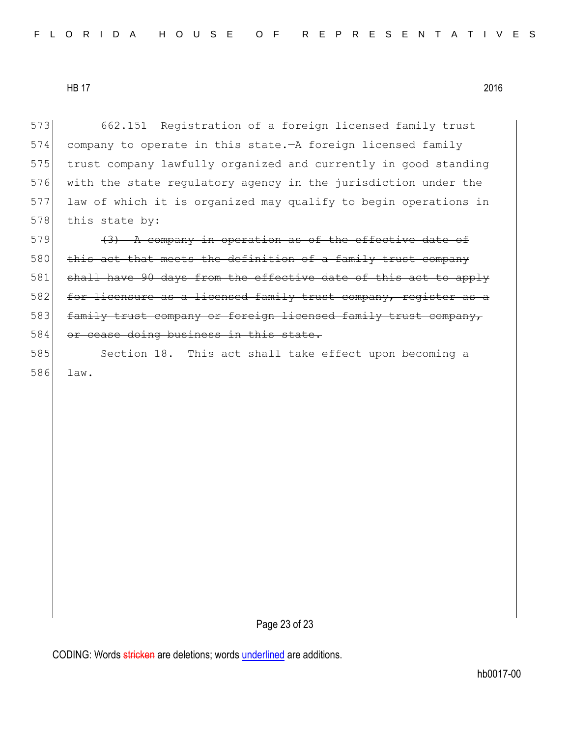662.151 Registration of a foreign licensed family trust company to operate in this state.—A foreign licensed family trust company lawfully organized and currently in good standing with the state regulatory agency in the jurisdiction under the law of which it is organized may qualify to begin operations in this state by:

~~(3) A company in operation as of the effective date of this act that meets the definition of a family trust company shall have 90 days from the effective date of this act to apply for licensure as a licensed family trust company, register as a family trust company or foreign licensed family trust company, or cease doing business in this state.~~

Section 18. This act shall take effect upon becoming a law.